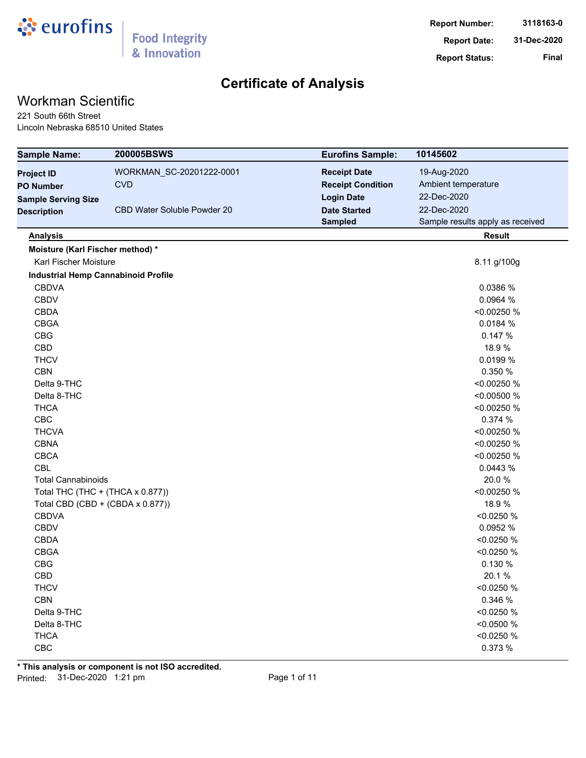eurofins | Food Integrity & Innovation

**Report Number:** 3118163-0
**Report Date:** 31-Dec-2020
**Report Status:** Final

# Certificate of Analysis

## Workman Scientific

221 South 66th Street
Lincoln Nebraska 68510 United States

| **Sample Name:** | **200005BSWS** | **Eurofins Sample:** | **10145602** |
|---|---|---|---|
| **Project ID** | WORKMAN_SC-20201222-0001 | **Receipt Date** | 19-Aug-2020 |
| **PO Number** | CVD | **Receipt Condition** | Ambient temperature |
| **Sample Serving Size** | | **Login Date** | 22-Dec-2020 |
| **Description** | CBD Water Soluble Powder 20 | **Date Started** | 22-Dec-2020 |
| | | **Sampled** | Sample results apply as received |

| **Analysis** | **Result** |
|---|---|
| **Moisture (Karl Fischer method) *** | |
| Karl Fischer Moisture | 8.11 g/100g |
| **Industrial Hemp Cannabinoid Profile** | |
| CBDVA | 0.0386 % |
| CBDV | 0.0964 % |
| CBDA | <0.00250 % |
| CBGA | 0.0184 % |
| CBG | 0.147 % |
| CBD | 18.9 % |
| THCV | 0.0199 % |
| CBN | 0.350 % |
| Delta 9-THC | <0.00250 % |
| Delta 8-THC | <0.00500 % |
| THCA | <0.00250 % |
| CBC | 0.374 % |
| THCVA | <0.00250 % |
| CBNA | <0.00250 % |
| CBCA | <0.00250 % |
| CBL | 0.0443 % |
| Total Cannabinoids | 20.0 % |
| Total THC (THC + (THCA x 0.877)) | <0.00250 % |
| Total CBD (CBD + (CBDA x 0.877)) | 18.9 % |
| CBDVA | <0.0250 % |
| CBDV | 0.0952 % |
| CBDA | <0.0250 % |
| CBGA | <0.0250 % |
| CBG | 0.130 % |
| CBD | 20.1 % |
| THCV | <0.0250 % |
| CBN | 0.346 % |
| Delta 9-THC | <0.0250 % |
| Delta 8-THC | <0.0500 % |
| THCA | <0.0250 % |
| CBC | 0.373 % |

*** This analysis or component is not ISO accredited.**

Printed: 31-Dec-2020 1:21 pm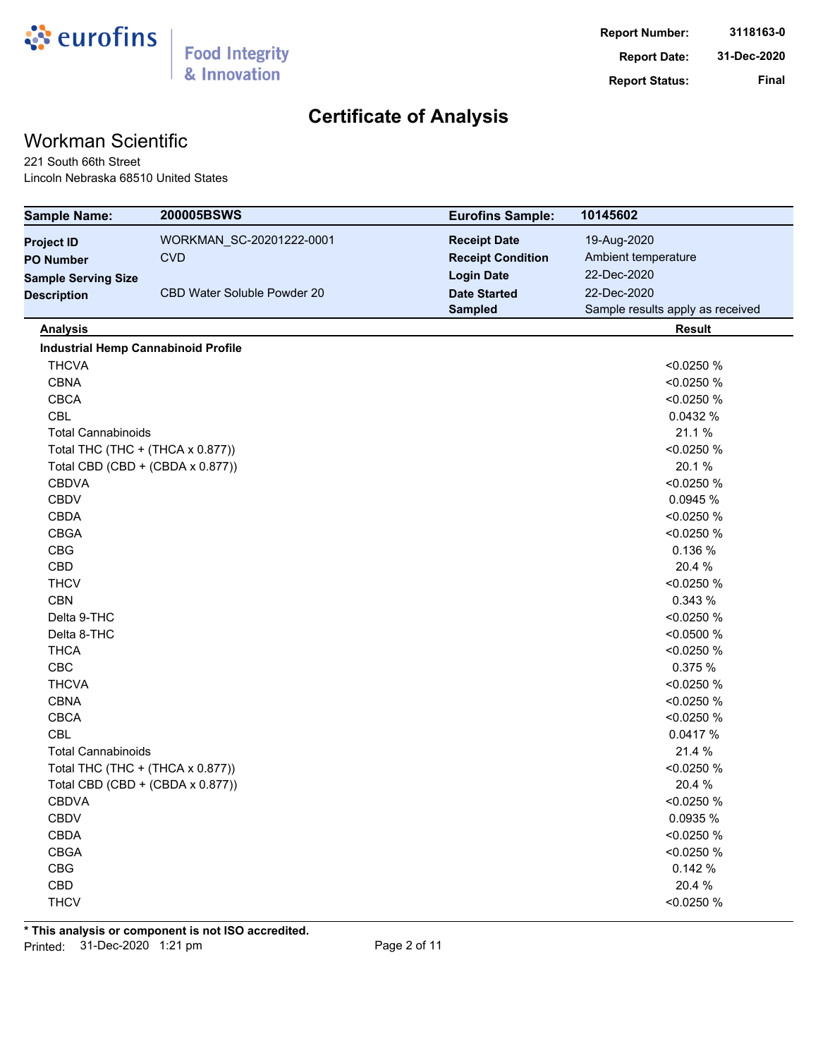# Certificate of Analysis

## Workman Scientific

221 South 66th Street
Lincoln Nebraska 68510 United States

| | | | |
|---|---|---|---|
| **Sample Name:** | **200005BSWS** | **Eurofins Sample:** | **10145602** |
| **Project ID** | WORKMAN_SC-20201222-0001 | **Receipt Date** | 19-Aug-2020 |
| **PO Number** | CVD | **Receipt Condition** | Ambient temperature |
| **Sample Serving Size** | | **Login Date** | 22-Dec-2020 |
| **Description** | CBD Water Soluble Powder 20 | **Date Started** | 22-Dec-2020 |
| | | **Sampled** | Sample results apply as received |

| Analysis | Result |
|---|---|
| **Industrial Hemp Cannabinoid Profile** | |
| THCVA | <0.0250 % |
| CBNA | <0.0250 % |
| CBCA | <0.0250 % |
| CBL | 0.0432 % |
| Total Cannabinoids | 21.1 % |
| Total THC (THC + (THCA x 0.877)) | <0.0250 % |
| Total CBD (CBD + (CBDA x 0.877)) | 20.1 % |
| CBDVA | <0.0250 % |
| CBDV | 0.0945 % |
| CBDA | <0.0250 % |
| CBGA | <0.0250 % |
| CBG | 0.136 % |
| CBD | 20.4 % |
| THCV | <0.0250 % |
| CBN | 0.343 % |
| Delta 9-THC | <0.0250 % |
| Delta 8-THC | <0.0500 % |
| THCA | <0.0250 % |
| CBC | 0.375 % |
| THCVA | <0.0250 % |
| CBNA | <0.0250 % |
| CBCA | <0.0250 % |
| CBL | 0.0417 % |
| Total Cannabinoids | 21.4 % |
| Total THC (THC + (THCA x 0.877)) | <0.0250 % |
| Total CBD (CBD + (CBDA x 0.877)) | 20.4 % |
| CBDVA | <0.0250 % |
| CBDV | 0.0935 % |
| CBDA | <0.0250 % |
| CBGA | <0.0250 % |
| CBG | 0.142 % |
| CBD | 20.4 % |
| THCV | <0.0250 % |

**\* This analysis or component is not ISO accredited.**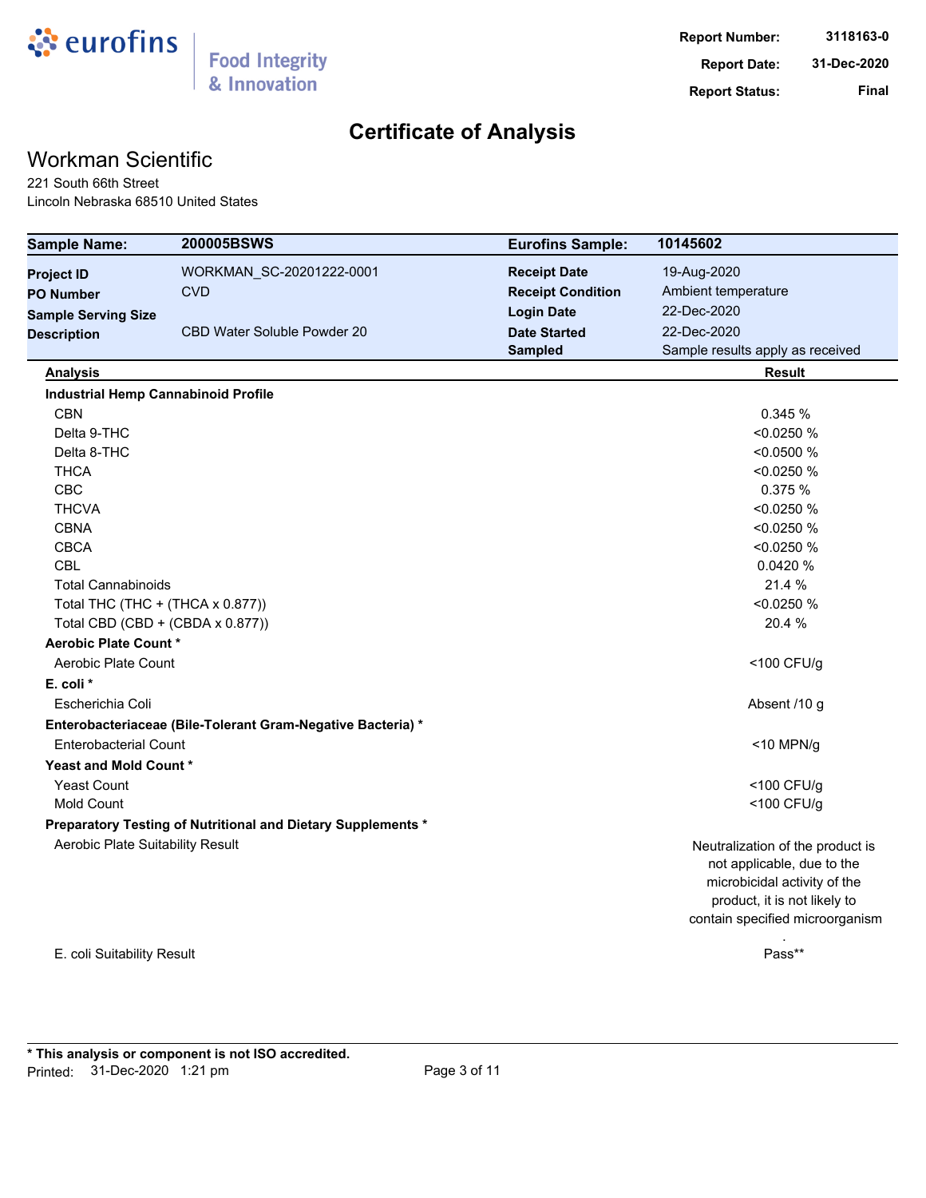eurofins | Food Integrity & Innovation

**Report Number:** 3118163-0
**Report Date:** 31-Dec-2020
**Report Status:** Final

# Certificate of Analysis

## Workman Scientific

221 South 66th Street
Lincoln Nebraska 68510 United States

| **Sample Name:** | **200005BSWS** | **Eurofins Sample:** | **10145602** |
|---|---|---|---|
| **Project ID** | WORKMAN_SC-20201222-0001 | **Receipt Date** | 19-Aug-2020 |
| **PO Number** | CVD | **Receipt Condition** | Ambient temperature |
| **Sample Serving Size** | | **Login Date** | 22-Dec-2020 |
| **Description** | CBD Water Soluble Powder 20 | **Date Started** | 22-Dec-2020 |
| | | **Sampled** | Sample results apply as received |

| **Analysis** | **Result** |
|---|---|
| **Industrial Hemp Cannabinoid Profile** | |
| CBN | 0.345 % |
| Delta 9-THC | <0.0250 % |
| Delta 8-THC | <0.0500 % |
| THCA | <0.0250 % |
| CBC | 0.375 % |
| THCVA | <0.0250 % |
| CBNA | <0.0250 % |
| CBCA | <0.0250 % |
| CBL | 0.0420 % |
| Total Cannabinoids | 21.4 % |
| Total THC (THC + (THCA x 0.877)) | <0.0250 % |
| Total CBD (CBD + (CBDA x 0.877)) | 20.4 % |
| **Aerobic Plate Count *** | |
| Aerobic Plate Count | <100 CFU/g |
| **E. coli *** | |
| Escherichia Coli | Absent /10 g |
| **Enterobacteriaceae (Bile-Tolerant Gram-Negative Bacteria) *** | |
| Enterobacterial Count | <10 MPN/g |
| **Yeast and Mold Count *** | |
| Yeast Count | <100 CFU/g |
| Mold Count | <100 CFU/g |
| **Preparatory Testing of Nutritional and Dietary Supplements *** | |
| Aerobic Plate Suitability Result | Neutralization of the product is not applicable, due to the microbicidal activity of the product, it is not likely to contain specified microorganism. |
| E. coli Suitability Result | Pass** |

**\* This analysis or component is not ISO accredited.**

Printed: 31-Dec-2020 1:21 pm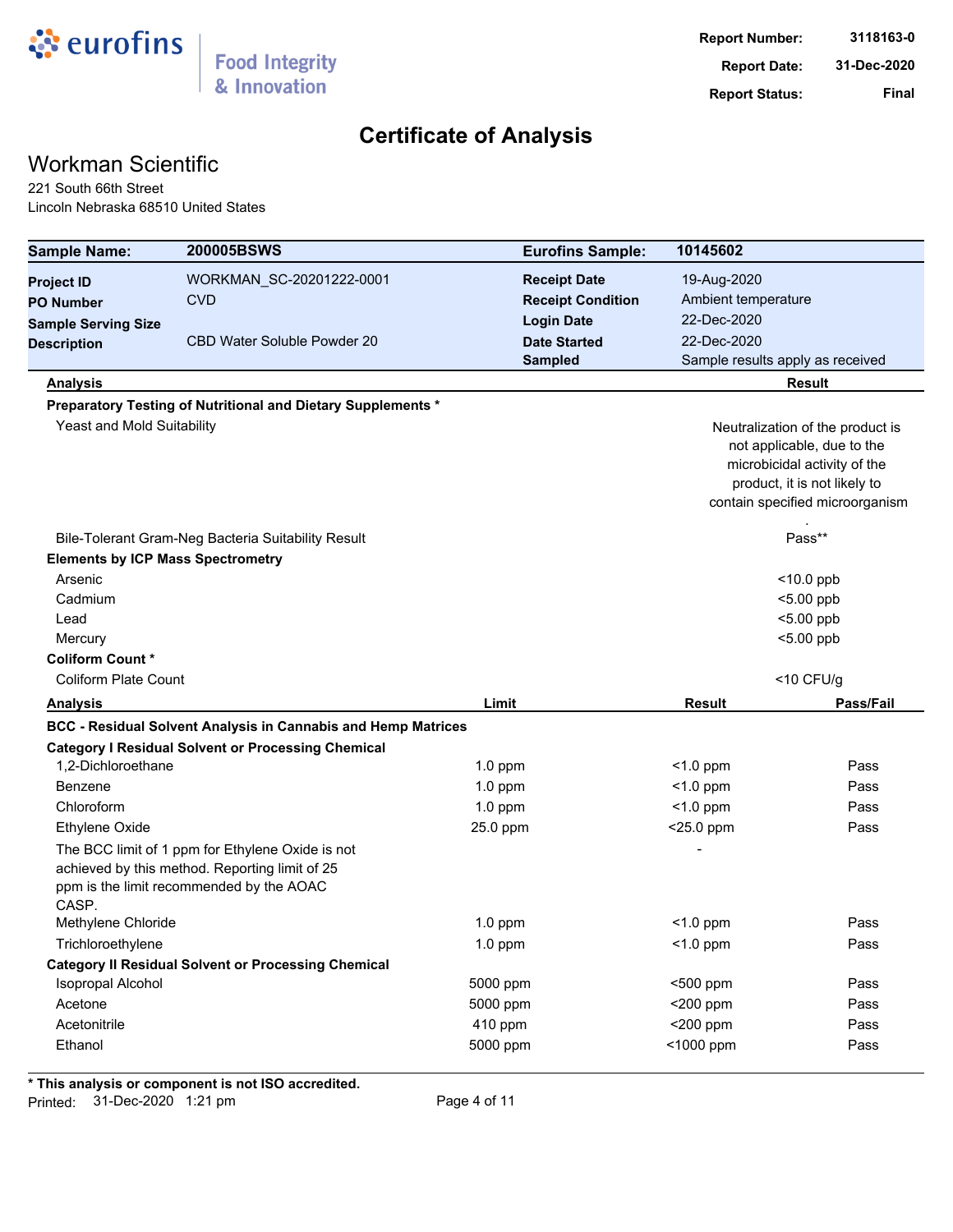eurofins | Food Integrity & Innovation

**Report Number:** 3118163-0
**Report Date:** 31-Dec-2020
**Report Status:** Final

# Certificate of Analysis

## Workman Scientific

221 South 66th Street
Lincoln Nebraska 68510 United States

| **Sample Name:** | **200005BSWS** | **Eurofins Sample:** | **10145602** |
|---|---|---|---|
| **Project ID** | WORKMAN_SC-20201222-0001 | **Receipt Date** | 19-Aug-2020 |
| **PO Number** | CVD | **Receipt Condition** | Ambient temperature |
| **Sample Serving Size** | | **Login Date** | 22-Dec-2020 |
| **Description** | CBD Water Soluble Powder 20 | **Date Started** | 22-Dec-2020 |
| | | **Sampled** | Sample results apply as received |

| **Analysis** | **Result** |
|---|---|
| **Preparatory Testing of Nutritional and Dietary Supplements *** | |
| Yeast and Mold Suitability | Neutralization of the product is not applicable, due to the microbicidal activity of the product, it is not likely to contain specified microorganism . |
| Bile-Tolerant Gram-Neg Bacteria Suitability Result | Pass** |
| **Elements by ICP Mass Spectrometry** | |
| Arsenic | <10.0 ppb |
| Cadmium | <5.00 ppb |
| Lead | <5.00 ppb |
| Mercury | <5.00 ppb |
| **Coliform Count *** | |
| Coliform Plate Count | <10 CFU/g |

| **Analysis** | **Limit** | **Result** | **Pass/Fail** |
|---|---|---|---|
| **BCC - Residual Solvent Analysis in Cannabis and Hemp Matrices** | | | |
| **Category I Residual Solvent or Processing Chemical** | | | |
| 1,2-Dichloroethane | 1.0 ppm | <1.0 ppm | Pass |
| Benzene | 1.0 ppm | <1.0 ppm | Pass |
| Chloroform | 1.0 ppm | <1.0 ppm | Pass |
| Ethylene Oxide | 25.0 ppm | <25.0 ppm | Pass |
| The BCC limit of 1 ppm for Ethylene Oxide is not achieved by this method. Reporting limit of 25 ppm is the limit recommended by the AOAC CASP. | | - | |
| Methylene Chloride | 1.0 ppm | <1.0 ppm | Pass |
| Trichloroethylene | 1.0 ppm | <1.0 ppm | Pass |
| **Category II Residual Solvent or Processing Chemical** | | | |
| Isopropal Alcohol | 5000 ppm | <500 ppm | Pass |
| Acetone | 5000 ppm | <200 ppm | Pass |
| Acetonitrile | 410 ppm | <200 ppm | Pass |
| Ethanol | 5000 ppm | <1000 ppm | Pass |

**\* This analysis or component is not ISO accredited.**

Printed: 31-Dec-2020 1:21 pm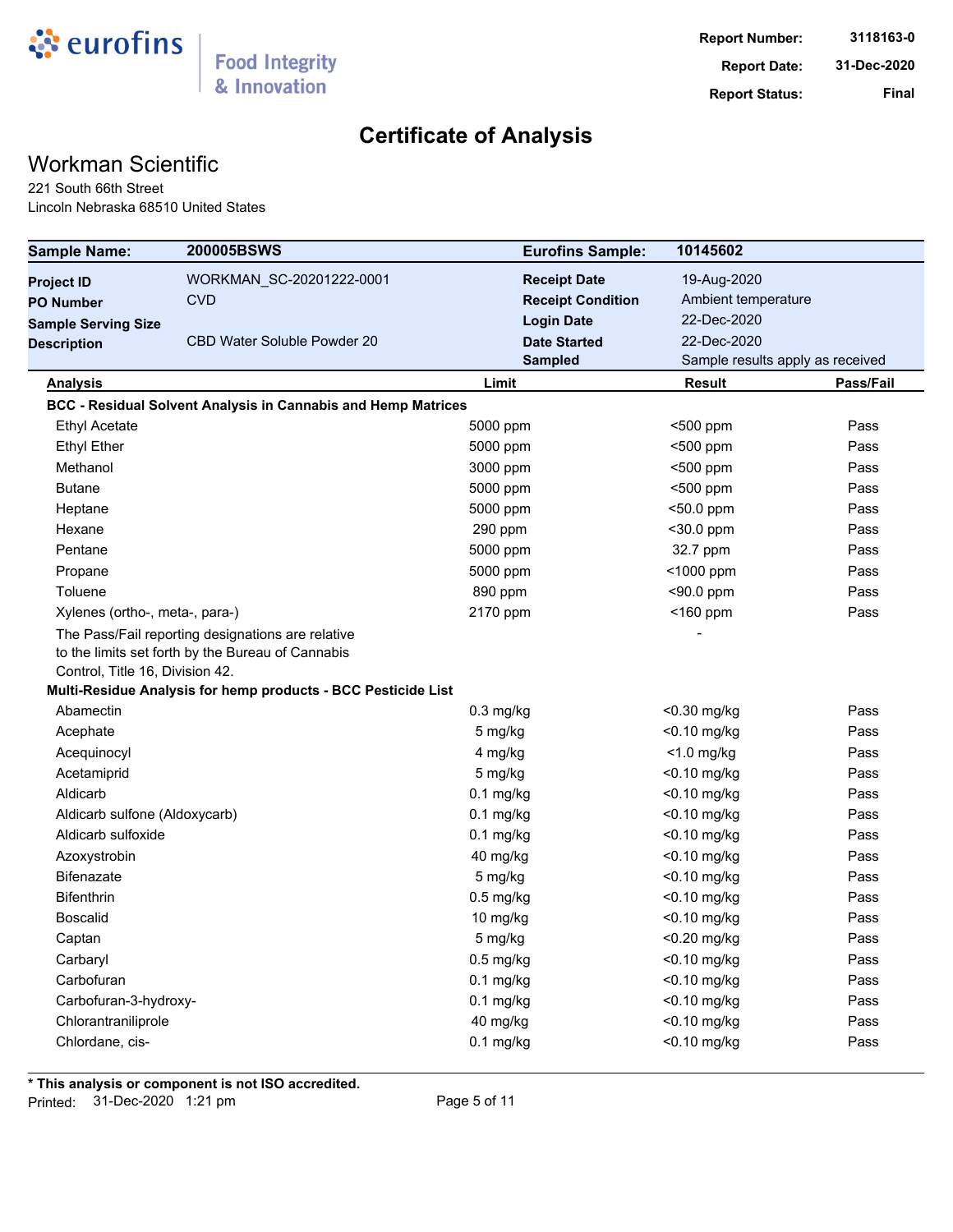eurofins | Food Integrity & Innovation

**Report Number:** 3118163-0
**Report Date:** 31-Dec-2020
**Report Status:** Final

# Certificate of Analysis

## Workman Scientific

221 South 66th Street
Lincoln Nebraska 68510 United States

| **Sample Name:** | **200005BSWS** | **Eurofins Sample:** | **10145602** |
|---|---|---|---|
| **Project ID** | WORKMAN_SC-20201222-0001 | **Receipt Date** | 19-Aug-2020 |
| **PO Number** | CVD | **Receipt Condition** | Ambient temperature |
| **Sample Serving Size** | | **Login Date** | 22-Dec-2020 |
| **Description** | CBD Water Soluble Powder 20 | **Date Started** | 22-Dec-2020 |
| | | **Sampled** | Sample results apply as received |

| Analysis | Limit | Result | Pass/Fail |
|---|---|---|---|
| **BCC - Residual Solvent Analysis in Cannabis and Hemp Matrices** | | | |
| Ethyl Acetate | 5000 ppm | <500 ppm | Pass |
| Ethyl Ether | 5000 ppm | <500 ppm | Pass |
| Methanol | 3000 ppm | <500 ppm | Pass |
| Butane | 5000 ppm | <500 ppm | Pass |
| Heptane | 5000 ppm | <50.0 ppm | Pass |
| Hexane | 290 ppm | <30.0 ppm | Pass |
| Pentane | 5000 ppm | 32.7 ppm | Pass |
| Propane | 5000 ppm | <1000 ppm | Pass |
| Toluene | 890 ppm | <90.0 ppm | Pass |
| Xylenes (ortho-, meta-, para-) | 2170 ppm | <160 ppm | Pass |
| The Pass/Fail reporting designations are relative to the limits set forth by the Bureau of Cannabis Control, Title 16, Division 42. | | - | |
| **Multi-Residue Analysis for hemp products - BCC Pesticide List** | | | |
| Abamectin | 0.3 mg/kg | <0.30 mg/kg | Pass |
| Acephate | 5 mg/kg | <0.10 mg/kg | Pass |
| Acequinocyl | 4 mg/kg | <1.0 mg/kg | Pass |
| Acetamiprid | 5 mg/kg | <0.10 mg/kg | Pass |
| Aldicarb | 0.1 mg/kg | <0.10 mg/kg | Pass |
| Aldicarb sulfone (Aldoxycarb) | 0.1 mg/kg | <0.10 mg/kg | Pass |
| Aldicarb sulfoxide | 0.1 mg/kg | <0.10 mg/kg | Pass |
| Azoxystrobin | 40 mg/kg | <0.10 mg/kg | Pass |
| Bifenazate | 5 mg/kg | <0.10 mg/kg | Pass |
| Bifenthrin | 0.5 mg/kg | <0.10 mg/kg | Pass |
| Boscalid | 10 mg/kg | <0.10 mg/kg | Pass |
| Captan | 5 mg/kg | <0.20 mg/kg | Pass |
| Carbaryl | 0.5 mg/kg | <0.10 mg/kg | Pass |
| Carbofuran | 0.1 mg/kg | <0.10 mg/kg | Pass |
| Carbofuran-3-hydroxy- | 0.1 mg/kg | <0.10 mg/kg | Pass |
| Chlorantraniliprole | 40 mg/kg | <0.10 mg/kg | Pass |
| Chlordane, cis- | 0.1 mg/kg | <0.10 mg/kg | Pass |

**\* This analysis or component is not ISO accredited.**
Printed: 31-Dec-2020 1:21 pm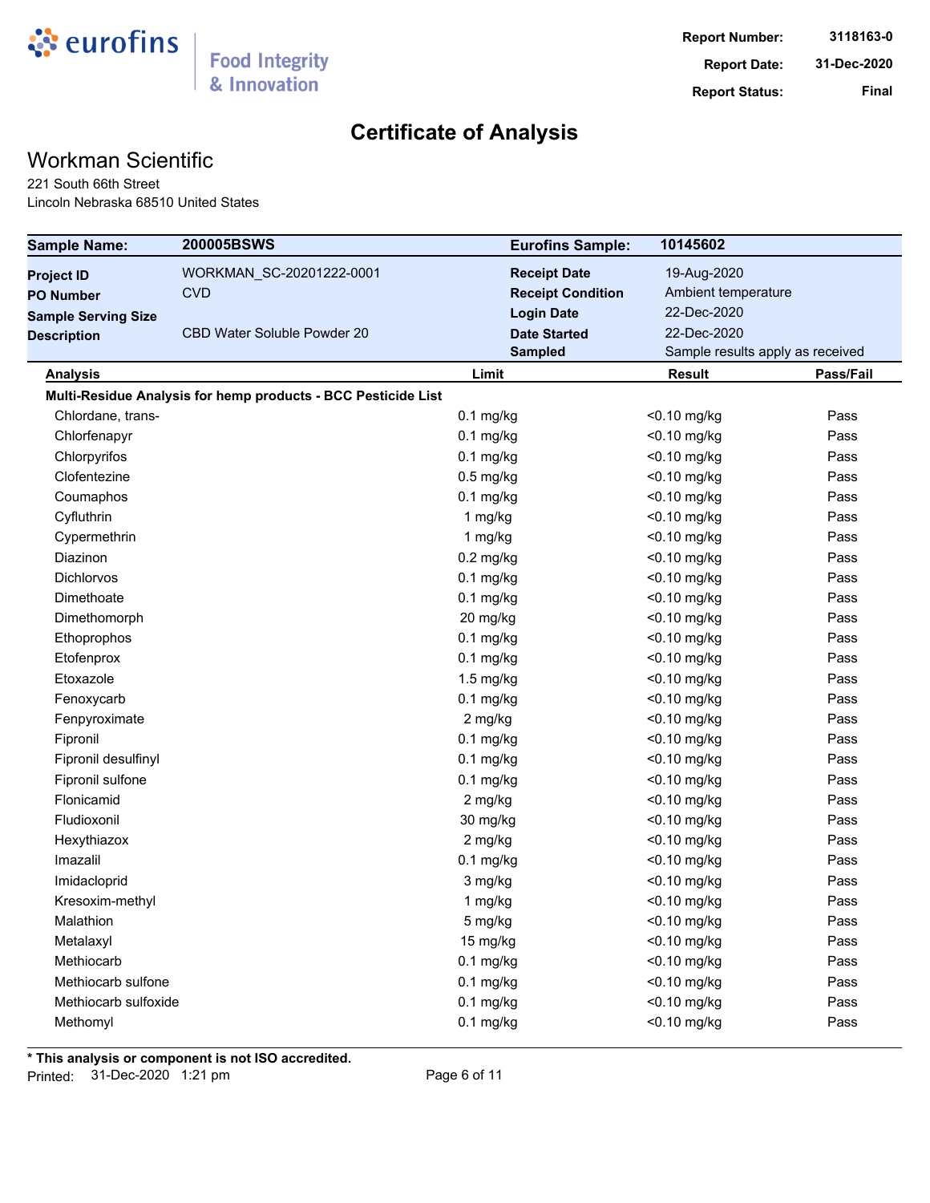**Report Number:** 3118163-0
**Report Date:** 31-Dec-2020
**Report Status:** Final

# Certificate of Analysis

## Workman Scientific

221 South 66th Street
Lincoln Nebraska 68510 United States

| **Sample Name:** | **200005BSWS** | **Eurofins Sample:** | **10145602** |
|---|---|---|---|
| **Project ID** | WORKMAN_SC-20201222-0001 | **Receipt Date** | 19-Aug-2020 |
| **PO Number** | CVD | **Receipt Condition** | Ambient temperature |
| **Sample Serving Size** | | **Login Date** | 22-Dec-2020 |
| **Description** | CBD Water Soluble Powder 20 | **Date Started** | 22-Dec-2020 |
| | | **Sampled** | Sample results apply as received |

| **Analysis** | **Limit** | **Result** | **Pass/Fail** |
|---|---|---|---|
| **Multi-Residue Analysis for hemp products - BCC Pesticide List** | | | |
| Chlordane, trans- | 0.1 mg/kg | <0.10 mg/kg | Pass |
| Chlorfenapyr | 0.1 mg/kg | <0.10 mg/kg | Pass |
| Chlorpyrifos | 0.1 mg/kg | <0.10 mg/kg | Pass |
| Clofentezine | 0.5 mg/kg | <0.10 mg/kg | Pass |
| Coumaphos | 0.1 mg/kg | <0.10 mg/kg | Pass |
| Cyfluthrin | 1 mg/kg | <0.10 mg/kg | Pass |
| Cypermethrin | 1 mg/kg | <0.10 mg/kg | Pass |
| Diazinon | 0.2 mg/kg | <0.10 mg/kg | Pass |
| Dichlorvos | 0.1 mg/kg | <0.10 mg/kg | Pass |
| Dimethoate | 0.1 mg/kg | <0.10 mg/kg | Pass |
| Dimethomorph | 20 mg/kg | <0.10 mg/kg | Pass |
| Ethoprophos | 0.1 mg/kg | <0.10 mg/kg | Pass |
| Etofenprox | 0.1 mg/kg | <0.10 mg/kg | Pass |
| Etoxazole | 1.5 mg/kg | <0.10 mg/kg | Pass |
| Fenoxycarb | 0.1 mg/kg | <0.10 mg/kg | Pass |
| Fenpyroximate | 2 mg/kg | <0.10 mg/kg | Pass |
| Fipronil | 0.1 mg/kg | <0.10 mg/kg | Pass |
| Fipronil desulfinyl | 0.1 mg/kg | <0.10 mg/kg | Pass |
| Fipronil sulfone | 0.1 mg/kg | <0.10 mg/kg | Pass |
| Flonicamid | 2 mg/kg | <0.10 mg/kg | Pass |
| Fludioxonil | 30 mg/kg | <0.10 mg/kg | Pass |
| Hexythiazox | 2 mg/kg | <0.10 mg/kg | Pass |
| Imazalil | 0.1 mg/kg | <0.10 mg/kg | Pass |
| Imidacloprid | 3 mg/kg | <0.10 mg/kg | Pass |
| Kresoxim-methyl | 1 mg/kg | <0.10 mg/kg | Pass |
| Malathion | 5 mg/kg | <0.10 mg/kg | Pass |
| Metalaxyl | 15 mg/kg | <0.10 mg/kg | Pass |
| Methiocarb | 0.1 mg/kg | <0.10 mg/kg | Pass |
| Methiocarb sulfone | 0.1 mg/kg | <0.10 mg/kg | Pass |
| Methiocarb sulfoxide | 0.1 mg/kg | <0.10 mg/kg | Pass |
| Methomyl | 0.1 mg/kg | <0.10 mg/kg | Pass |

**\* This analysis or component is not ISO accredited.**

Printed: 31-Dec-2020 1:21 pm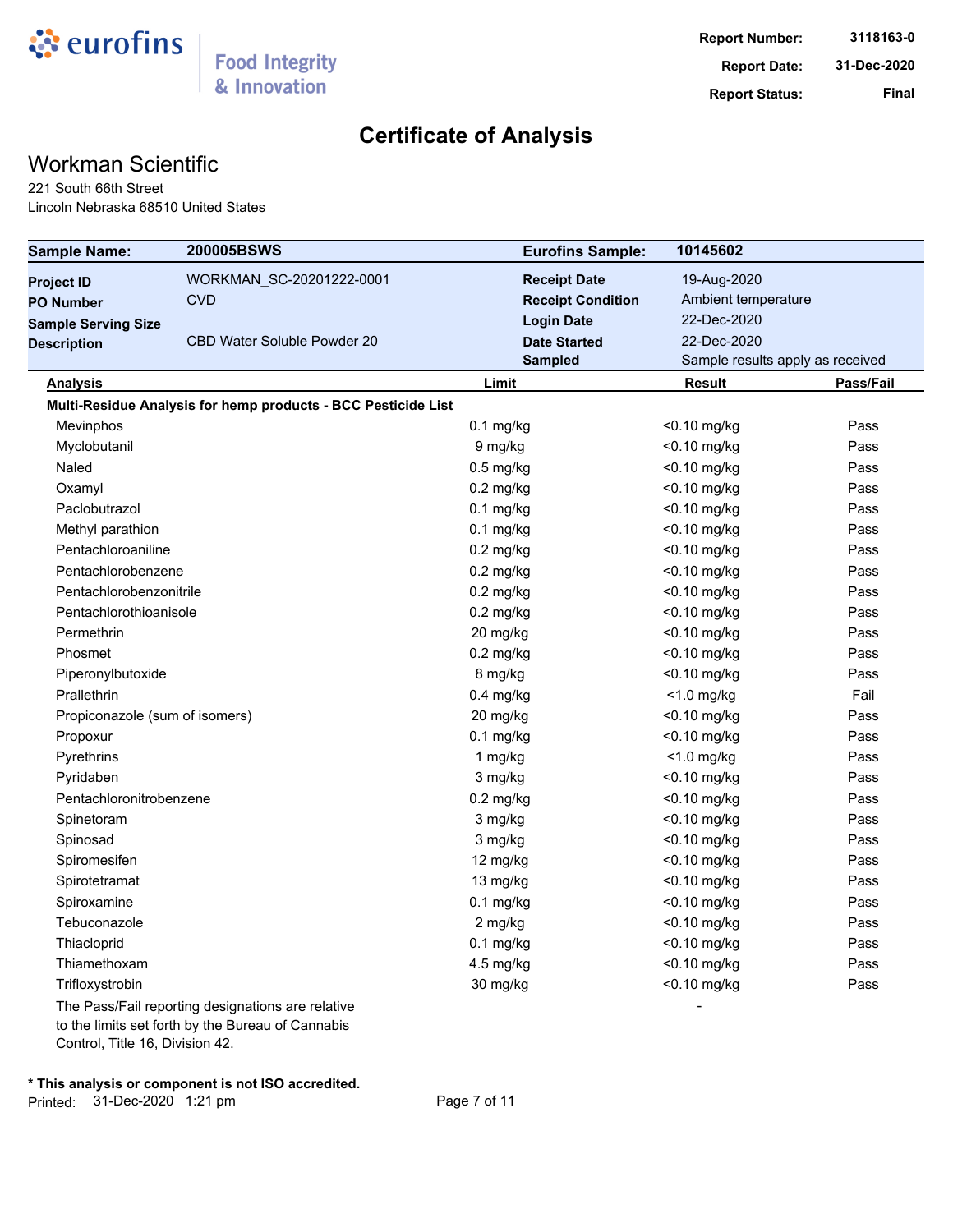**Report Number:** 3118163-0
**Report Date:** 31-Dec-2020
**Report Status:** Final

# Certificate of Analysis

## Workman Scientific

221 South 66th Street
Lincoln Nebraska 68510 United States

| **Sample Name:** | **200005BSWS** | **Eurofins Sample:** | **10145602** |
|---|---|---|---|
| **Project ID** | WORKMAN_SC-20201222-0001 | **Receipt Date** | 19-Aug-2020 |
| **PO Number** | CVD | **Receipt Condition** | Ambient temperature |
| **Sample Serving Size** | | **Login Date** | 22-Dec-2020 |
| **Description** | CBD Water Soluble Powder 20 | **Date Started** | 22-Dec-2020 |
| | | **Sampled** | Sample results apply as received |

| Analysis | Limit | Result | Pass/Fail |
|---|---|---|---|
| **Multi-Residue Analysis for hemp products - BCC Pesticide List** | | | |
| Mevinphos | 0.1 mg/kg | <0.10 mg/kg | Pass |
| Myclobutanil | 9 mg/kg | <0.10 mg/kg | Pass |
| Naled | 0.5 mg/kg | <0.10 mg/kg | Pass |
| Oxamyl | 0.2 mg/kg | <0.10 mg/kg | Pass |
| Paclobutrazol | 0.1 mg/kg | <0.10 mg/kg | Pass |
| Methyl parathion | 0.1 mg/kg | <0.10 mg/kg | Pass |
| Pentachloroaniline | 0.2 mg/kg | <0.10 mg/kg | Pass |
| Pentachlorobenzene | 0.2 mg/kg | <0.10 mg/kg | Pass |
| Pentachlorobenzonitrile | 0.2 mg/kg | <0.10 mg/kg | Pass |
| Pentachlorothioanisole | 0.2 mg/kg | <0.10 mg/kg | Pass |
| Permethrin | 20 mg/kg | <0.10 mg/kg | Pass |
| Phosmet | 0.2 mg/kg | <0.10 mg/kg | Pass |
| Piperonylbutoxide | 8 mg/kg | <0.10 mg/kg | Pass |
| Prallethrin | 0.4 mg/kg | <1.0 mg/kg | Fail |
| Propiconazole (sum of isomers) | 20 mg/kg | <0.10 mg/kg | Pass |
| Propoxur | 0.1 mg/kg | <0.10 mg/kg | Pass |
| Pyrethrins | 1 mg/kg | <1.0 mg/kg | Pass |
| Pyridaben | 3 mg/kg | <0.10 mg/kg | Pass |
| Pentachloronitrobenzene | 0.2 mg/kg | <0.10 mg/kg | Pass |
| Spinetoram | 3 mg/kg | <0.10 mg/kg | Pass |
| Spinosad | 3 mg/kg | <0.10 mg/kg | Pass |
| Spiromesifen | 12 mg/kg | <0.10 mg/kg | Pass |
| Spirotetramat | 13 mg/kg | <0.10 mg/kg | Pass |
| Spiroxamine | 0.1 mg/kg | <0.10 mg/kg | Pass |
| Tebuconazole | 2 mg/kg | <0.10 mg/kg | Pass |
| Thiacloprid | 0.1 mg/kg | <0.10 mg/kg | Pass |
| Thiamethoxam | 4.5 mg/kg | <0.10 mg/kg | Pass |
| Trifloxystrobin | 30 mg/kg | <0.10 mg/kg | Pass |
| The Pass/Fail reporting designations are relative to the limits set forth by the Bureau of Cannabis Control, Title 16, Division 42. | | - | |

**\* This analysis or component is not ISO accredited.**

Printed: 31-Dec-2020 1:21 pm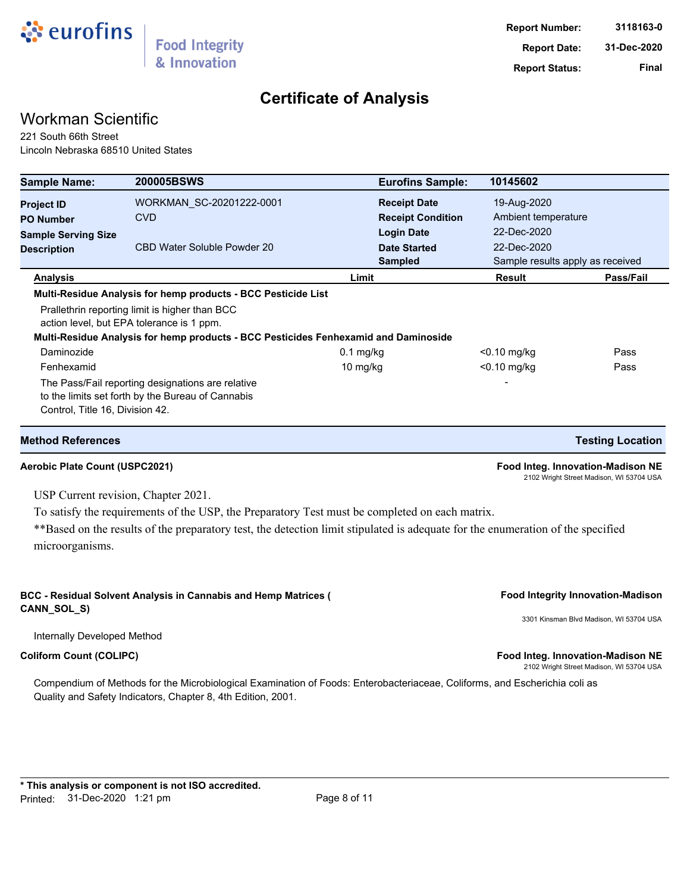Report Number: 3118163-0
Report Date: 31-Dec-2020
Report Status: Final

# Certificate of Analysis

## Workman Scientific

221 South 66th Street
Lincoln Nebraska 68510 United States

| **Sample Name:** | **200005BSWS** | **Eurofins Sample:** | **10145602** |
|---|---|---|---|
| **Project ID** | WORKMAN_SC-20201222-0001 | **Receipt Date** | 19-Aug-2020 |
| **PO Number** | CVD | **Receipt Condition** | Ambient temperature |
| **Sample Serving Size** | | **Login Date** | 22-Dec-2020 |
| **Description** | CBD Water Soluble Powder 20 | **Date Started** | 22-Dec-2020 |
| | | **Sampled** | Sample results apply as received |

| Analysis | Limit | Result | Pass/Fail |
|---|---|---|---|
| **Multi-Residue Analysis for hemp products - BCC Pesticide List** | | | |
| Prallethrin reporting limit is higher than BCC action level, but EPA tolerance is 1 ppm. | | | |
| **Multi-Residue Analysis for hemp products - BCC Pesticides Fenhexamid and Daminoside** | | | |
| Daminozide | 0.1 mg/kg | <0.10 mg/kg | Pass |
| Fenhexamid | 10 mg/kg | <0.10 mg/kg | Pass |
| The Pass/Fail reporting designations are relative to the limits set forth by the Bureau of Cannabis Control, Title 16, Division 42. | | - | |

| **Method References** | **Testing Location** |
|---|---|

**Aerobic Plate Count (USPC2021)** — **Food Integ. Innovation-Madison NE**, 2102 Wright Street Madison, WI 53704 USA

USP Current revision, Chapter 2021.
To satisfy the requirements of the USP, the Preparatory Test must be completed on each matrix.
**Based on the results of the preparatory test, the detection limit stipulated is adequate for the enumeration of the specified microorganisms.

**BCC - Residual Solvent Analysis in Cannabis and Hemp Matrices ( CANN_SOL_S)** — **Food Integrity Innovation-Madison**, 3301 Kinsman Blvd Madison, WI 53704 USA

Internally Developed Method

**Coliform Count (COLIPC)** — **Food Integ. Innovation-Madison NE**, 2102 Wright Street Madison, WI 53704 USA

Compendium of Methods for the Microbiological Examination of Foods: Enterobacteriaceae, Coliforms, and Escherichia coli as Quality and Safety Indicators, Chapter 8, 4th Edition, 2001.

**\* This analysis or component is not ISO accredited.**
Printed: 31-Dec-2020 1:21 pm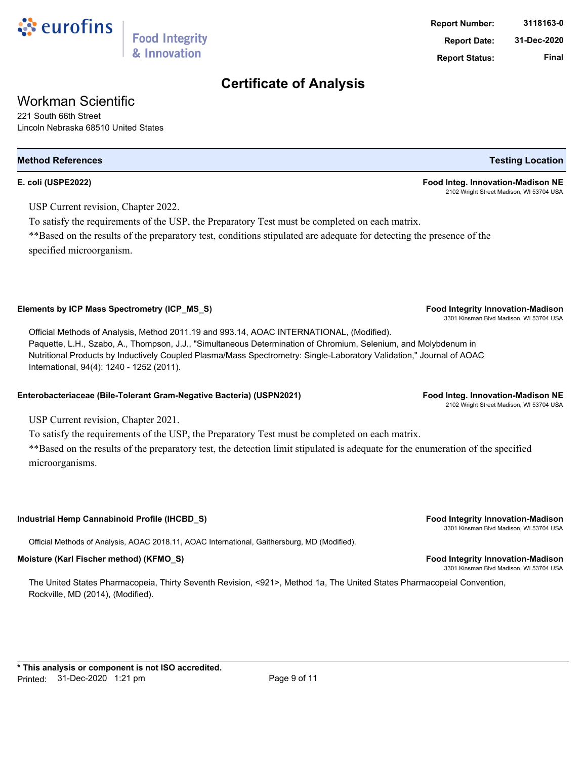**Report Number:** 3118163-0
**Report Date:** 31-Dec-2020
**Report Status:** Final

# Certificate of Analysis

## Workman Scientific

221 South 66th Street
Lincoln Nebraska 68510 United States

| Method References | Testing Location |
|---|---|

**E. coli (USPE2022)** — **Food Integ. Innovation-Madison NE**, 2102 Wright Street Madison, WI 53704 USA

USP Current revision, Chapter 2022.
To satisfy the requirements of the USP, the Preparatory Test must be completed on each matrix.
**Based on the results of the preparatory test, conditions stipulated are adequate for detecting the presence of the specified microorganism.

**Elements by ICP Mass Spectrometry (ICP_MS_S)** — **Food Integrity Innovation-Madison**, 3301 Kinsman Blvd Madison, WI 53704 USA

Official Methods of Analysis, Method 2011.19 and 993.14, AOAC INTERNATIONAL, (Modified).
Paquette, L.H., Szabo, A., Thompson, J.J., "Simultaneous Determination of Chromium, Selenium, and Molybdenum in Nutritional Products by Inductively Coupled Plasma/Mass Spectrometry: Single-Laboratory Validation," Journal of AOAC International, 94(4): 1240 - 1252 (2011).

**Enterobacteriaceae (Bile-Tolerant Gram-Negative Bacteria) (USPN2021)** — **Food Integ. Innovation-Madison NE**, 2102 Wright Street Madison, WI 53704 USA

USP Current revision, Chapter 2021.
To satisfy the requirements of the USP, the Preparatory Test must be completed on each matrix.
**Based on the results of the preparatory test, the detection limit stipulated is adequate for the enumeration of the specified microorganisms.

**Industrial Hemp Cannabinoid Profile (IHCBD_S)** — **Food Integrity Innovation-Madison**, 3301 Kinsman Blvd Madison, WI 53704 USA

Official Methods of Analysis, AOAC 2018.11, AOAC International, Gaithersburg, MD (Modified).

**Moisture (Karl Fischer method) (KFMO_S)** — **Food Integrity Innovation-Madison**, 3301 Kinsman Blvd Madison, WI 53704 USA

The United States Pharmacopeia, Thirty Seventh Revision, <921>, Method 1a, The United States Pharmacopeial Convention, Rockville, MD (2014), (Modified).

**\* This analysis or component is not ISO accredited.**
Printed: 31-Dec-2020 1:21 pm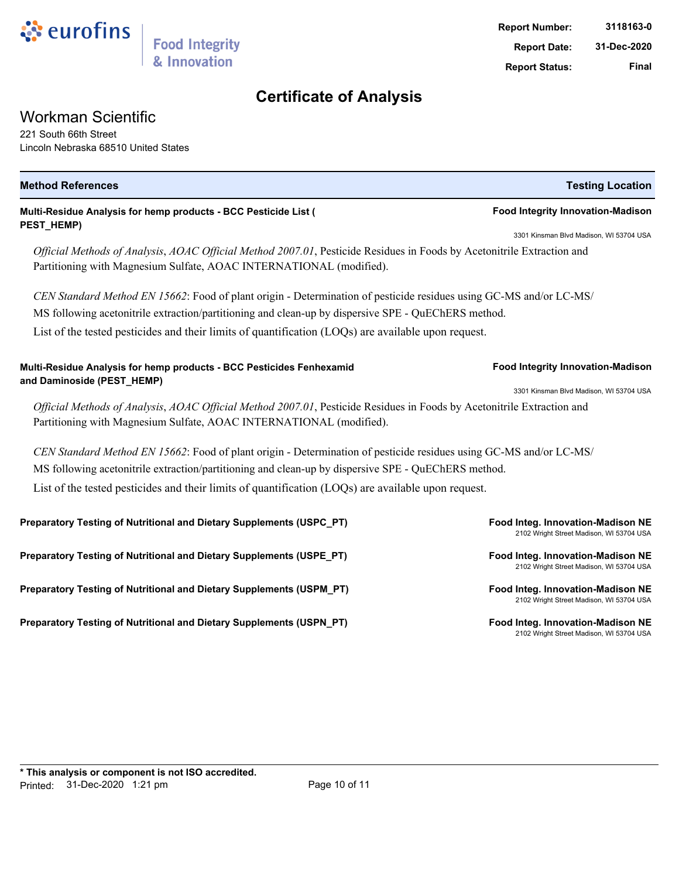**Report Number:** 3118163-0
**Report Date:** 31-Dec-2020
**Report Status:** Final

# Certificate of Analysis

## Workman Scientific

221 South 66th Street
Lincoln Nebraska 68510 United States

| Method References | Testing Location |
|---|---|

**Multi-Residue Analysis for hemp products - BCC Pesticide List ( PEST_HEMP)** — **Food Integrity Innovation-Madison**, 3301 Kinsman Blvd Madison, WI 53704 USA

*Official Methods of Analysis*, *AOAC Official Method 2007.01*, Pesticide Residues in Foods by Acetonitrile Extraction and Partitioning with Magnesium Sulfate, AOAC INTERNATIONAL (modified).

*CEN Standard Method EN 15662*: Food of plant origin - Determination of pesticide residues using GC-MS and/or LC-MS/MS following acetonitrile extraction/partitioning and clean-up by dispersive SPE - QuEChERS method.

List of the tested pesticides and their limits of quantification (LOQs) are available upon request.

**Multi-Residue Analysis for hemp products - BCC Pesticides Fenhexamid and Daminoside (PEST_HEMP)** — **Food Integrity Innovation-Madison**, 3301 Kinsman Blvd Madison, WI 53704 USA

*Official Methods of Analysis*, *AOAC Official Method 2007.01*, Pesticide Residues in Foods by Acetonitrile Extraction and Partitioning with Magnesium Sulfate, AOAC INTERNATIONAL (modified).

*CEN Standard Method EN 15662*: Food of plant origin - Determination of pesticide residues using GC-MS and/or LC-MS/MS following acetonitrile extraction/partitioning and clean-up by dispersive SPE - QuEChERS method.

List of the tested pesticides and their limits of quantification (LOQs) are available upon request.

**Preparatory Testing of Nutritional and Dietary Supplements (USPC_PT)** — **Food Integ. Innovation-Madison NE**, 2102 Wright Street Madison, WI 53704 USA

**Preparatory Testing of Nutritional and Dietary Supplements (USPE_PT)** — **Food Integ. Innovation-Madison NE**, 2102 Wright Street Madison, WI 53704 USA

**Preparatory Testing of Nutritional and Dietary Supplements (USPM_PT)** — **Food Integ. Innovation-Madison NE**, 2102 Wright Street Madison, WI 53704 USA

**Preparatory Testing of Nutritional and Dietary Supplements (USPN_PT)** — **Food Integ. Innovation-Madison NE**, 2102 Wright Street Madison, WI 53704 USA

**\* This analysis or component is not ISO accredited.**
Printed: 31-Dec-2020 1:21 pm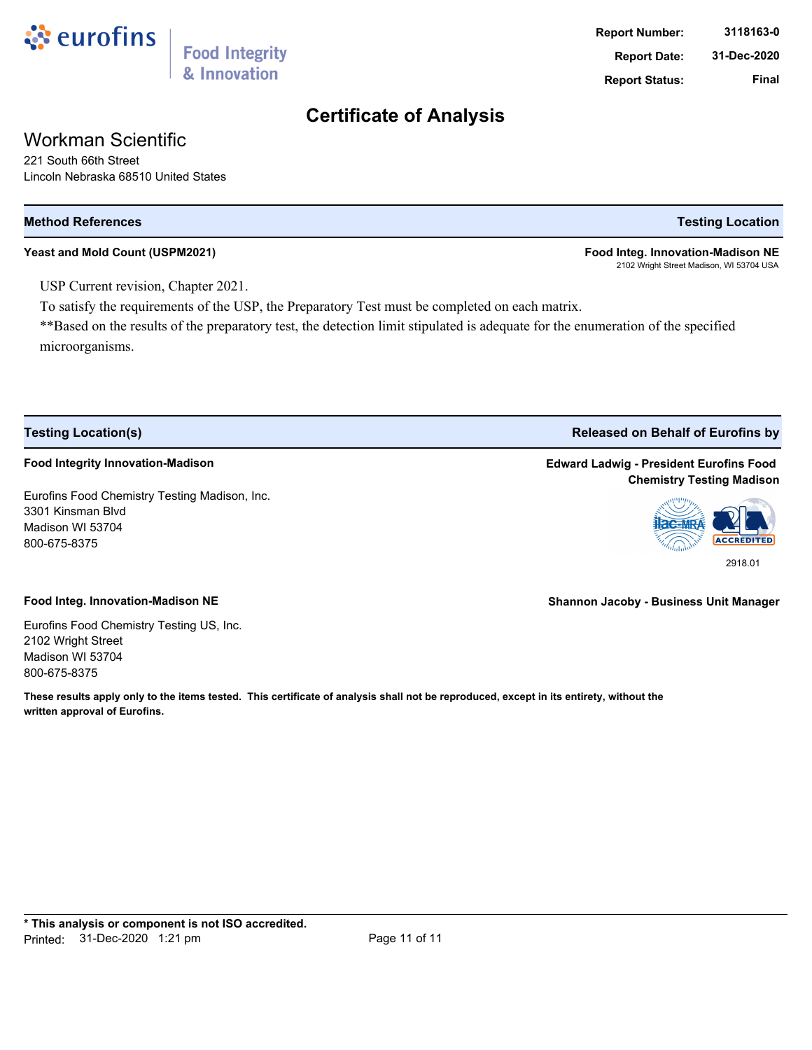eurofins | Food Integrity & Innovation

**Report Number:** 3118163-0
**Report Date:** 31-Dec-2020
**Report Status:** Final

# Certificate of Analysis

## Workman Scientific

221 South 66th Street
Lincoln Nebraska 68510 United States

| **Method References** | **Testing Location** |
|---|---|
| **Yeast and Mold Count (USPM2021)** | **Food Integ. Innovation-Madison NE** 2102 Wright Street Madison, WI 53704 USA |

USP Current revision, Chapter 2021.

To satisfy the requirements of the USP, the Preparatory Test must be completed on each matrix.

**Based on the results of the preparatory test, the detection limit stipulated is adequate for the enumeration of the specified microorganisms.

| **Testing Location(s)** | **Released on Behalf of Eurofins by** |
|---|---|

**Food Integrity Innovation-Madison**

Eurofins Food Chemistry Testing Madison, Inc.
3301 Kinsman Blvd
Madison WI 53704
800-675-8375

**Edward Ladwig - President Eurofins Food Chemistry Testing Madison**

ilac-MRA A2LA ACCREDITED 2918.01

**Food Integ. Innovation-Madison NE**

Eurofins Food Chemistry Testing US, Inc.
2102 Wright Street
Madison WI 53704
800-675-8375

**Shannon Jacoby - Business Unit Manager**

**These results apply only to the items tested. This certificate of analysis shall not be reproduced, except in its entirety, without the written approval of Eurofins.**

**\* This analysis or component is not ISO accredited.**

Printed: 31-Dec-2020 1:21 pm